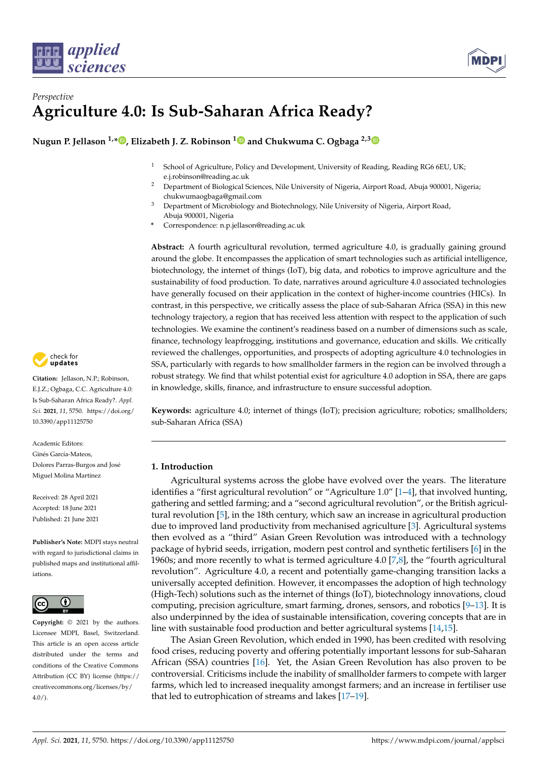*Perspective*

# Agriculture 4.0: Is Sub-Saharan Africa Ready?

**Nugun P. Jellason [1,*], Elizabeth J. Z. Robinson [1] and Chukwuma C. Ogbaga [2,3]**

[1] School of Agriculture, Policy and Development, University of Reading, Reading RG6 6EU, UK; e.j.robinson@reading.ac.uk

[2] Department of Biological Sciences, Nile University of Nigeria, Airport Road, Abuja 900001, Nigeria; chukwumaogbaga@gmail.com

[3] Department of Microbiology and Biotechnology, Nile University of Nigeria, Airport Road, Abuja 900001, Nigeria

\* Correspondence: n.p.jellason@reading.ac.uk

**Abstract:** A fourth agricultural revolution, termed agriculture 4.0, is gradually gaining ground around the globe. It encompasses the application of smart technologies such as artificial intelligence, biotechnology, the internet of things (IoT), big data, and robotics to improve agriculture and the sustainability of food production. To date, narratives around agriculture 4.0 associated technologies have generally focused on their application in the context of higher-income countries (HICs). In contrast, in this perspective, we critically assess the place of sub-Saharan Africa (SSA) in this new technology trajectory, a region that has received less attention with respect to the application of such technologies. We examine the continent's readiness based on a number of dimensions such as scale, finance, technology leapfrogging, institutions and governance, education and skills. We critically reviewed the challenges, opportunities, and prospects of adopting agriculture 4.0 technologies in SSA, particularly with regards to how smallholder farmers in the region can be involved through a robust strategy. We find that whilst potential exist for agriculture 4.0 adoption in SSA, there are gaps in knowledge, skills, finance, and infrastructure to ensure successful adoption.

**Keywords:** agriculture 4.0; internet of things (IoT); precision agriculture; robotics; smallholders; sub-Saharan Africa (SSA)

**Citation:** Jellason, N.P.; Robinson, E.J.Z.; Ogbaga, C.C. Agriculture 4.0: Is Sub-Saharan Africa Ready?. *Appl. Sci.* **2021**, *11*, 5750. https://doi.org/10.3390/app11125750

Academic Editors: Ginés García-Mateos, Dolores Parras-Burgos and José Miguel Molina Martínez

Received: 28 April 2021
Accepted: 18 June 2021
Published: 21 June 2021

**Publisher's Note:** MDPI stays neutral with regard to jurisdictional claims in published maps and institutional affiliations.

**Copyright:** © 2021 by the authors. Licensee MDPI, Basel, Switzerland. This article is an open access article distributed under the terms and conditions of the Creative Commons Attribution (CC BY) license (https://creativecommons.org/licenses/by/4.0/).

## 1. Introduction

Agricultural systems across the globe have evolved over the years. The literature identifies a "first agricultural revolution" or "Agriculture 1.0" [1–4], that involved hunting, gathering and settled farming; and a "second agricultural revolution", or the British agricultural revolution [5], in the 18th century, which saw an increase in agricultural production due to improved land productivity from mechanised agriculture [3]. Agricultural systems then evolved as a "third" Asian Green Revolution was introduced with a technology package of hybrid seeds, irrigation, modern pest control and synthetic fertilisers [6] in the 1960s; and more recently to what is termed agriculture 4.0 [7,8], the "fourth agricultural revolution". Agriculture 4.0, a recent and potentially game-changing transition lacks a universally accepted definition. However, it encompasses the adoption of high technology (High-Tech) solutions such as the internet of things (IoT), biotechnology innovations, cloud computing, precision agriculture, smart farming, drones, sensors, and robotics [9–13]. It is also underpinned by the idea of sustainable intensification, covering concepts that are in line with sustainable food production and better agricultural systems [14,15].

The Asian Green Revolution, which ended in 1990, has been credited with resolving food crises, reducing poverty and offering potentially important lessons for sub-Saharan African (SSA) countries [16]. Yet, the Asian Green Revolution has also proven to be controversial. Criticisms include the inability of smallholder farmers to compete with larger farms, which led to increased inequality amongst farmers; and an increase in fertiliser use that led to eutrophication of streams and lakes [17–19].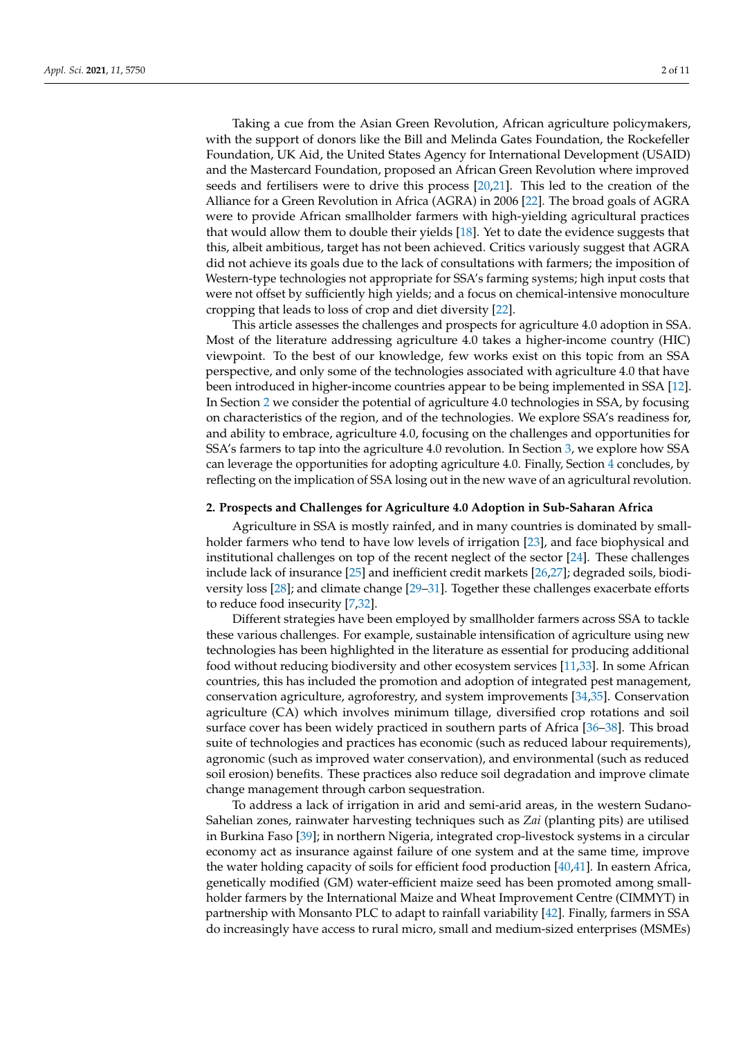Taking a cue from the Asian Green Revolution, African agriculture policymakers, with the support of donors like the Bill and Melinda Gates Foundation, the Rockefeller Foundation, UK Aid, the United States Agency for International Development (USAID) and the Mastercard Foundation, proposed an African Green Revolution where improved seeds and fertilisers were to drive this process [20,21]. This led to the creation of the Alliance for a Green Revolution in Africa (AGRA) in 2006 [22]. The broad goals of AGRA were to provide African smallholder farmers with high-yielding agricultural practices that would allow them to double their yields [18]. Yet to date the evidence suggests that this, albeit ambitious, target has not been achieved. Critics variously suggest that AGRA did not achieve its goals due to the lack of consultations with farmers; the imposition of Western-type technologies not appropriate for SSA's farming systems; high input costs that were not offset by sufficiently high yields; and a focus on chemical-intensive monoculture cropping that leads to loss of crop and diet diversity [22].

This article assesses the challenges and prospects for agriculture 4.0 adoption in SSA. Most of the literature addressing agriculture 4.0 takes a higher-income country (HIC) viewpoint. To the best of our knowledge, few works exist on this topic from an SSA perspective, and only some of the technologies associated with agriculture 4.0 that have been introduced in higher-income countries appear to be being implemented in SSA [12]. In Section 2 we consider the potential of agriculture 4.0 technologies in SSA, by focusing on characteristics of the region, and of the technologies. We explore SSA's readiness for, and ability to embrace, agriculture 4.0, focusing on the challenges and opportunities for SSA's farmers to tap into the agriculture 4.0 revolution. In Section 3, we explore how SSA can leverage the opportunities for adopting agriculture 4.0. Finally, Section 4 concludes, by reflecting on the implication of SSA losing out in the new wave of an agricultural revolution.

## 2. Prospects and Challenges for Agriculture 4.0 Adoption in Sub-Saharan Africa

Agriculture in SSA is mostly rainfed, and in many countries is dominated by smallholder farmers who tend to have low levels of irrigation [23], and face biophysical and institutional challenges on top of the recent neglect of the sector [24]. These challenges include lack of insurance [25] and inefficient credit markets [26,27]; degraded soils, biodiversity loss [28]; and climate change [29–31]. Together these challenges exacerbate efforts to reduce food insecurity [7,32].

Different strategies have been employed by smallholder farmers across SSA to tackle these various challenges. For example, sustainable intensification of agriculture using new technologies has been highlighted in the literature as essential for producing additional food without reducing biodiversity and other ecosystem services [11,33]. In some African countries, this has included the promotion and adoption of integrated pest management, conservation agriculture, agroforestry, and system improvements [34,35]. Conservation agriculture (CA) which involves minimum tillage, diversified crop rotations and soil surface cover has been widely practiced in southern parts of Africa [36–38]. This broad suite of technologies and practices has economic (such as reduced labour requirements), agronomic (such as improved water conservation), and environmental (such as reduced soil erosion) benefits. These practices also reduce soil degradation and improve climate change management through carbon sequestration.

To address a lack of irrigation in arid and semi-arid areas, in the western Sudano-Sahelian zones, rainwater harvesting techniques such as *Zai* (planting pits) are utilised in Burkina Faso [39]; in northern Nigeria, integrated crop-livestock systems in a circular economy act as insurance against failure of one system and at the same time, improve the water holding capacity of soils for efficient food production [40,41]. In eastern Africa, genetically modified (GM) water-efficient maize seed has been promoted among smallholder farmers by the International Maize and Wheat Improvement Centre (CIMMYT) in partnership with Monsanto PLC to adapt to rainfall variability [42]. Finally, farmers in SSA do increasingly have access to rural micro, small and medium-sized enterprises (MSMEs)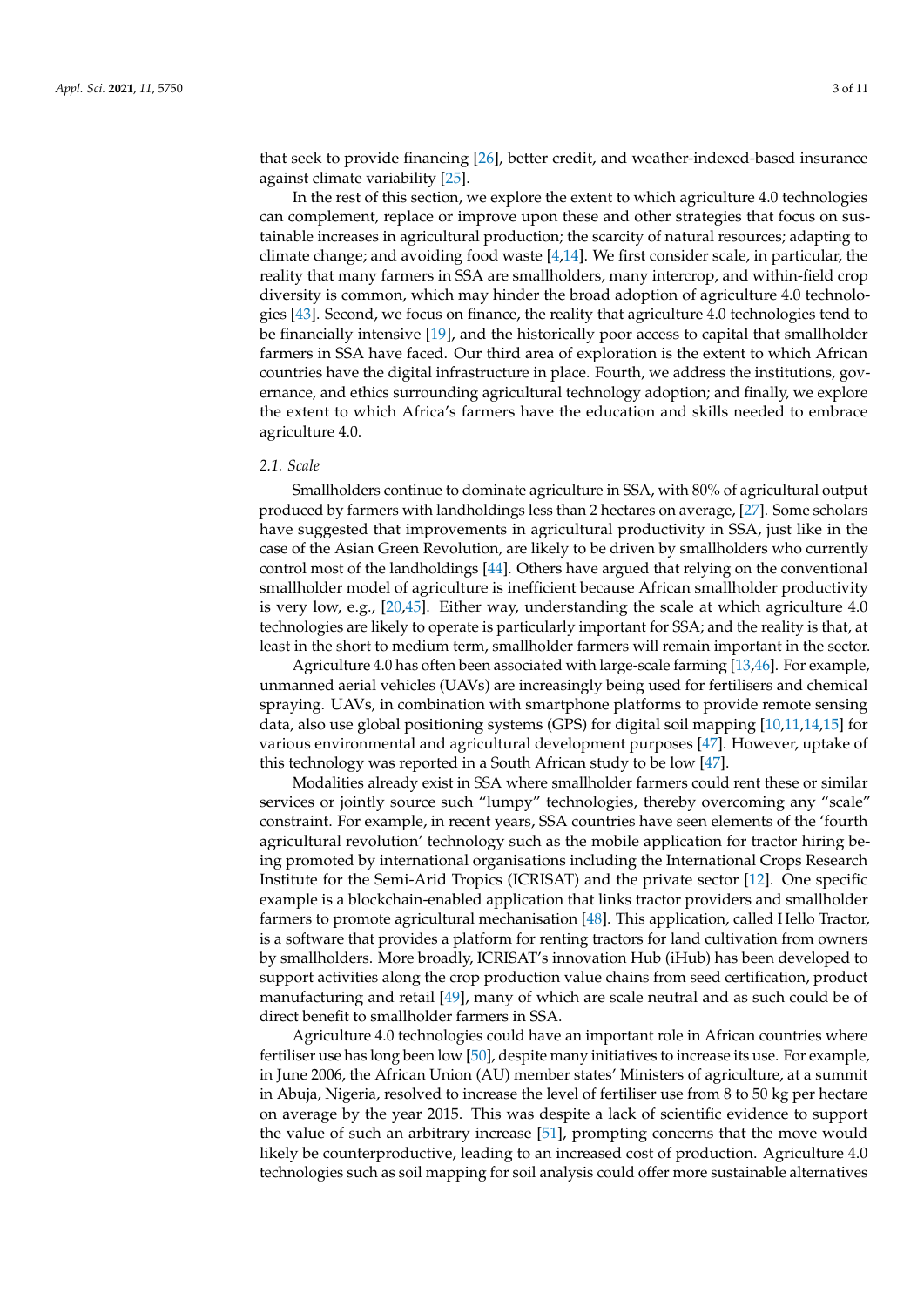that seek to provide financing [26], better credit, and weather-indexed-based insurance against climate variability [25].

In the rest of this section, we explore the extent to which agriculture 4.0 technologies can complement, replace or improve upon these and other strategies that focus on sustainable increases in agricultural production; the scarcity of natural resources; adapting to climate change; and avoiding food waste [4,14]. We first consider scale, in particular, the reality that many farmers in SSA are smallholders, many intercrop, and within-field crop diversity is common, which may hinder the broad adoption of agriculture 4.0 technologies [43]. Second, we focus on finance, the reality that agriculture 4.0 technologies tend to be financially intensive [19], and the historically poor access to capital that smallholder farmers in SSA have faced. Our third area of exploration is the extent to which African countries have the digital infrastructure in place. Fourth, we address the institutions, governance, and ethics surrounding agricultural technology adoption; and finally, we explore the extent to which Africa's farmers have the education and skills needed to embrace agriculture 4.0.

### 2.1. Scale

Smallholders continue to dominate agriculture in SSA, with 80% of agricultural output produced by farmers with landholdings less than 2 hectares on average, [27]. Some scholars have suggested that improvements in agricultural productivity in SSA, just like in the case of the Asian Green Revolution, are likely to be driven by smallholders who currently control most of the landholdings [44]. Others have argued that relying on the conventional smallholder model of agriculture is inefficient because African smallholder productivity is very low, e.g., [20,45]. Either way, understanding the scale at which agriculture 4.0 technologies are likely to operate is particularly important for SSA; and the reality is that, at least in the short to medium term, smallholder farmers will remain important in the sector.

Agriculture 4.0 has often been associated with large-scale farming [13,46]. For example, unmanned aerial vehicles (UAVs) are increasingly being used for fertilisers and chemical spraying. UAVs, in combination with smartphone platforms to provide remote sensing data, also use global positioning systems (GPS) for digital soil mapping [10,11,14,15] for various environmental and agricultural development purposes [47]. However, uptake of this technology was reported in a South African study to be low [47].

Modalities already exist in SSA where smallholder farmers could rent these or similar services or jointly source such "lumpy" technologies, thereby overcoming any "scale" constraint. For example, in recent years, SSA countries have seen elements of the 'fourth agricultural revolution' technology such as the mobile application for tractor hiring being promoted by international organisations including the International Crops Research Institute for the Semi-Arid Tropics (ICRISAT) and the private sector [12]. One specific example is a blockchain-enabled application that links tractor providers and smallholder farmers to promote agricultural mechanisation [48]. This application, called Hello Tractor, is a software that provides a platform for renting tractors for land cultivation from owners by smallholders. More broadly, ICRISAT's innovation Hub (iHub) has been developed to support activities along the crop production value chains from seed certification, product manufacturing and retail [49], many of which are scale neutral and as such could be of direct benefit to smallholder farmers in SSA.

Agriculture 4.0 technologies could have an important role in African countries where fertiliser use has long been low [50], despite many initiatives to increase its use. For example, in June 2006, the African Union (AU) member states' Ministers of agriculture, at a summit in Abuja, Nigeria, resolved to increase the level of fertiliser use from 8 to 50 kg per hectare on average by the year 2015. This was despite a lack of scientific evidence to support the value of such an arbitrary increase [51], prompting concerns that the move would likely be counterproductive, leading to an increased cost of production. Agriculture 4.0 technologies such as soil mapping for soil analysis could offer more sustainable alternatives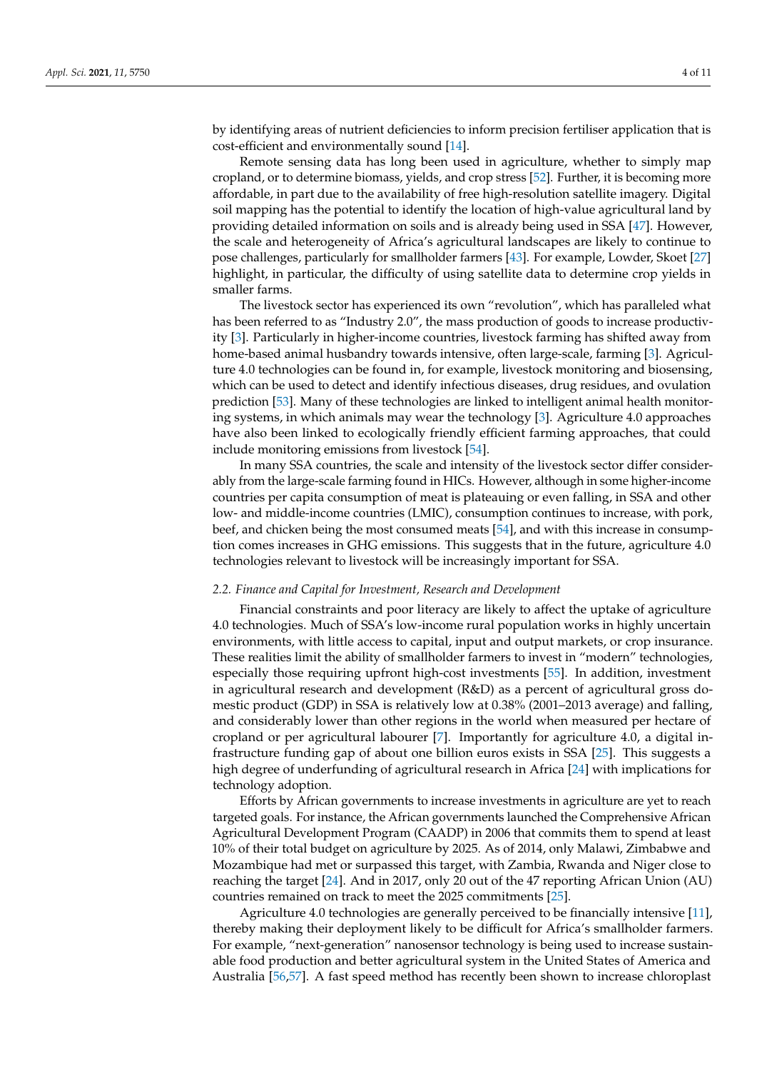by identifying areas of nutrient deficiencies to inform precision fertiliser application that is cost-efficient and environmentally sound [14].

Remote sensing data has long been used in agriculture, whether to simply map cropland, or to determine biomass, yields, and crop stress [52]. Further, it is becoming more affordable, in part due to the availability of free high-resolution satellite imagery. Digital soil mapping has the potential to identify the location of high-value agricultural land by providing detailed information on soils and is already being used in SSA [47]. However, the scale and heterogeneity of Africa's agricultural landscapes are likely to continue to pose challenges, particularly for smallholder farmers [43]. For example, Lowder, Skoet [27] highlight, in particular, the difficulty of using satellite data to determine crop yields in smaller farms.

The livestock sector has experienced its own "revolution", which has paralleled what has been referred to as "Industry 2.0", the mass production of goods to increase productivity [3]. Particularly in higher-income countries, livestock farming has shifted away from home-based animal husbandry towards intensive, often large-scale, farming [3]. Agriculture 4.0 technologies can be found in, for example, livestock monitoring and biosensing, which can be used to detect and identify infectious diseases, drug residues, and ovulation prediction [53]. Many of these technologies are linked to intelligent animal health monitoring systems, in which animals may wear the technology [3]. Agriculture 4.0 approaches have also been linked to ecologically friendly efficient farming approaches, that could include monitoring emissions from livestock [54].

In many SSA countries, the scale and intensity of the livestock sector differ considerably from the large-scale farming found in HICs. However, although in some higher-income countries per capita consumption of meat is plateauing or even falling, in SSA and other low- and middle-income countries (LMIC), consumption continues to increase, with pork, beef, and chicken being the most consumed meats [54], and with this increase in consumption comes increases in GHG emissions. This suggests that in the future, agriculture 4.0 technologies relevant to livestock will be increasingly important for SSA.

### *2.2. Finance and Capital for Investment, Research and Development*

Financial constraints and poor literacy are likely to affect the uptake of agriculture 4.0 technologies. Much of SSA's low-income rural population works in highly uncertain environments, with little access to capital, input and output markets, or crop insurance. These realities limit the ability of smallholder farmers to invest in "modern" technologies, especially those requiring upfront high-cost investments [55]. In addition, investment in agricultural research and development (R&D) as a percent of agricultural gross domestic product (GDP) in SSA is relatively low at 0.38% (2001–2013 average) and falling, and considerably lower than other regions in the world when measured per hectare of cropland or per agricultural labourer [7]. Importantly for agriculture 4.0, a digital infrastructure funding gap of about one billion euros exists in SSA [25]. This suggests a high degree of underfunding of agricultural research in Africa [24] with implications for technology adoption.

Efforts by African governments to increase investments in agriculture are yet to reach targeted goals. For instance, the African governments launched the Comprehensive African Agricultural Development Program (CAADP) in 2006 that commits them to spend at least 10% of their total budget on agriculture by 2025. As of 2014, only Malawi, Zimbabwe and Mozambique had met or surpassed this target, with Zambia, Rwanda and Niger close to reaching the target [24]. And in 2017, only 20 out of the 47 reporting African Union (AU) countries remained on track to meet the 2025 commitments [25].

Agriculture 4.0 technologies are generally perceived to be financially intensive [11], thereby making their deployment likely to be difficult for Africa's smallholder farmers. For example, "next-generation" nanosensor technology is being used to increase sustainable food production and better agricultural system in the United States of America and Australia [56,57]. A fast speed method has recently been shown to increase chloroplast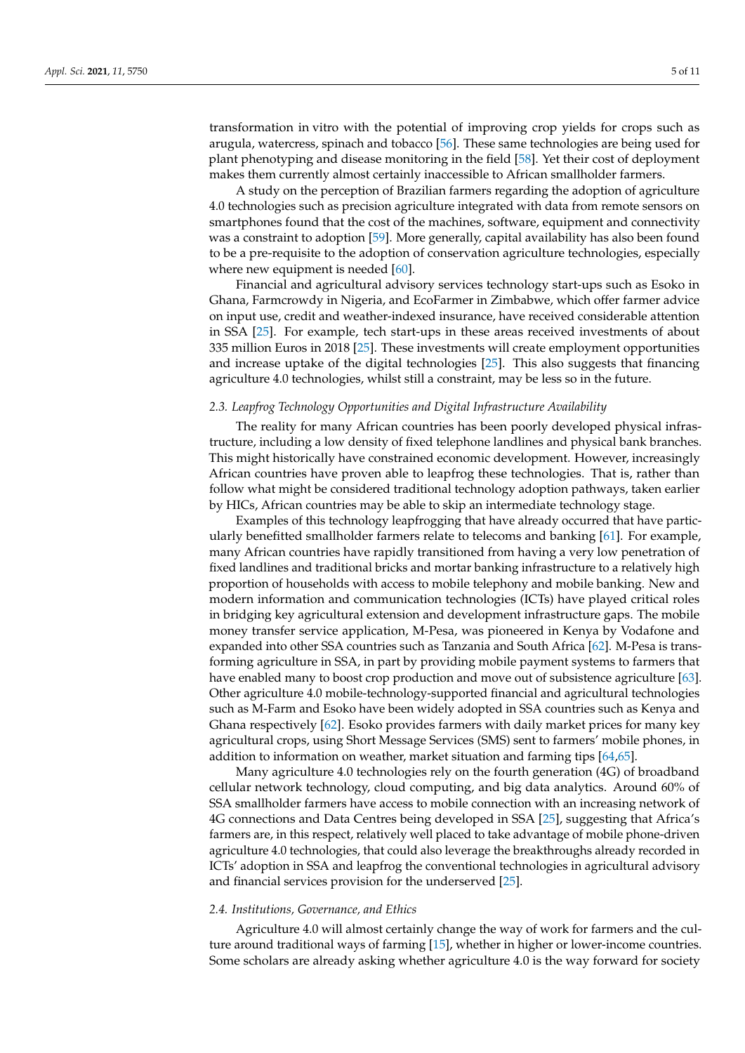transformation in vitro with the potential of improving crop yields for crops such as arugula, watercress, spinach and tobacco [56]. These same technologies are being used for plant phenotyping and disease monitoring in the field [58]. Yet their cost of deployment makes them currently almost certainly inaccessible to African smallholder farmers.

A study on the perception of Brazilian farmers regarding the adoption of agriculture 4.0 technologies such as precision agriculture integrated with data from remote sensors on smartphones found that the cost of the machines, software, equipment and connectivity was a constraint to adoption [59]. More generally, capital availability has also been found to be a pre-requisite to the adoption of conservation agriculture technologies, especially where new equipment is needed [60].

Financial and agricultural advisory services technology start-ups such as Esoko in Ghana, Farmcrowdy in Nigeria, and EcoFarmer in Zimbabwe, which offer farmer advice on input use, credit and weather-indexed insurance, have received considerable attention in SSA [25]. For example, tech start-ups in these areas received investments of about 335 million Euros in 2018 [25]. These investments will create employment opportunities and increase uptake of the digital technologies [25]. This also suggests that financing agriculture 4.0 technologies, whilst still a constraint, may be less so in the future.

### *2.3. Leapfrog Technology Opportunities and Digital Infrastructure Availability*

The reality for many African countries has been poorly developed physical infrastructure, including a low density of fixed telephone landlines and physical bank branches. This might historically have constrained economic development. However, increasingly African countries have proven able to leapfrog these technologies. That is, rather than follow what might be considered traditional technology adoption pathways, taken earlier by HICs, African countries may be able to skip an intermediate technology stage.

Examples of this technology leapfrogging that have already occurred that have particularly benefitted smallholder farmers relate to telecoms and banking [61]. For example, many African countries have rapidly transitioned from having a very low penetration of fixed landlines and traditional bricks and mortar banking infrastructure to a relatively high proportion of households with access to mobile telephony and mobile banking. New and modern information and communication technologies (ICTs) have played critical roles in bridging key agricultural extension and development infrastructure gaps. The mobile money transfer service application, M-Pesa, was pioneered in Kenya by Vodafone and expanded into other SSA countries such as Tanzania and South Africa [62]. M-Pesa is transforming agriculture in SSA, in part by providing mobile payment systems to farmers that have enabled many to boost crop production and move out of subsistence agriculture [63]. Other agriculture 4.0 mobile-technology-supported financial and agricultural technologies such as M-Farm and Esoko have been widely adopted in SSA countries such as Kenya and Ghana respectively [62]. Esoko provides farmers with daily market prices for many key agricultural crops, using Short Message Services (SMS) sent to farmers' mobile phones, in addition to information on weather, market situation and farming tips [64,65].

Many agriculture 4.0 technologies rely on the fourth generation (4G) of broadband cellular network technology, cloud computing, and big data analytics. Around 60% of SSA smallholder farmers have access to mobile connection with an increasing network of 4G connections and Data Centres being developed in SSA [25], suggesting that Africa's farmers are, in this respect, relatively well placed to take advantage of mobile phone-driven agriculture 4.0 technologies, that could also leverage the breakthroughs already recorded in ICTs' adoption in SSA and leapfrog the conventional technologies in agricultural advisory and financial services provision for the underserved [25].

### *2.4. Institutions, Governance, and Ethics*

Agriculture 4.0 will almost certainly change the way of work for farmers and the culture around traditional ways of farming [15], whether in higher or lower-income countries. Some scholars are already asking whether agriculture 4.0 is the way forward for society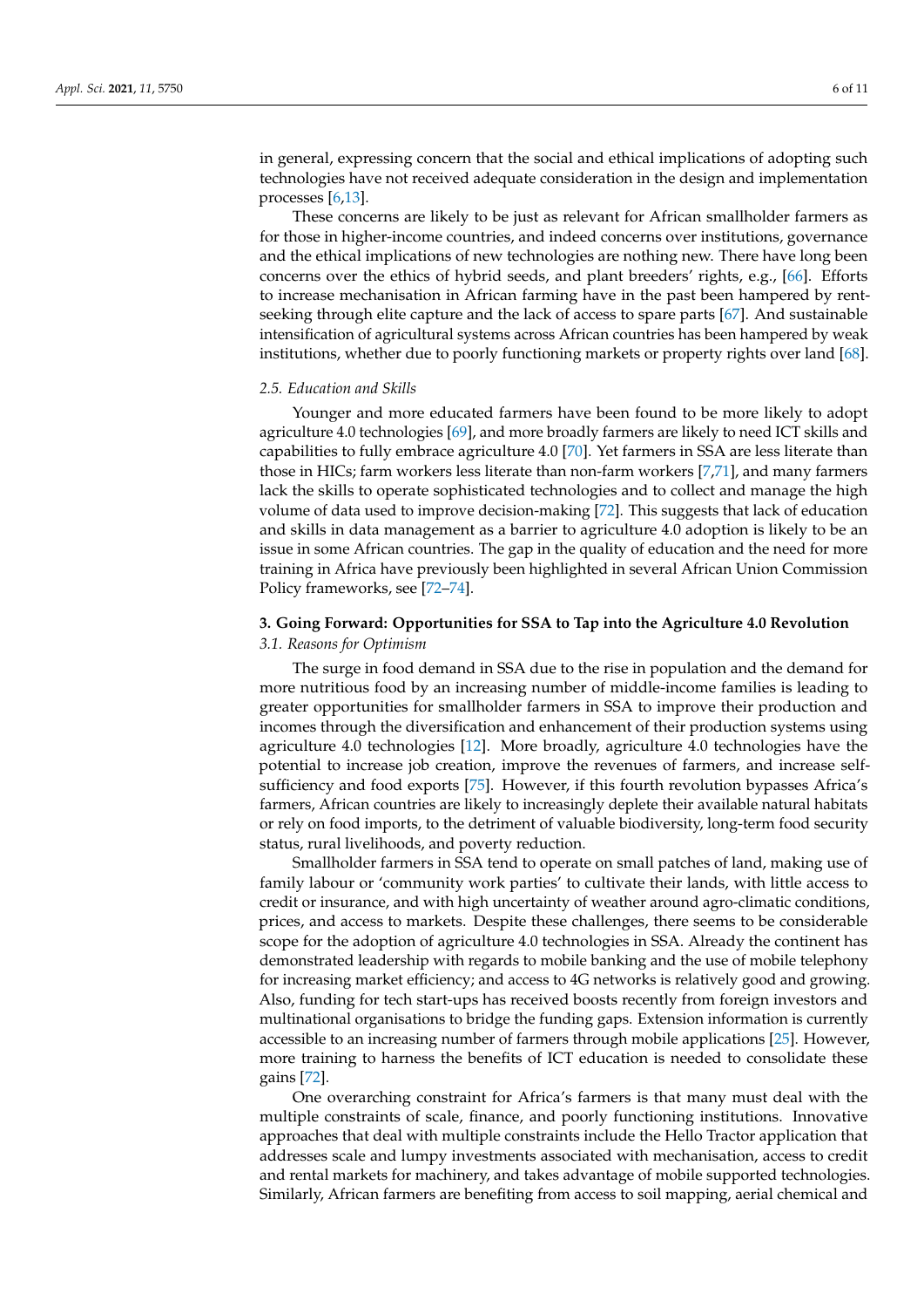in general, expressing concern that the social and ethical implications of adopting such technologies have not received adequate consideration in the design and implementation processes [6,13].

These concerns are likely to be just as relevant for African smallholder farmers as for those in higher-income countries, and indeed concerns over institutions, governance and the ethical implications of new technologies are nothing new. There have long been concerns over the ethics of hybrid seeds, and plant breeders' rights, e.g., [66]. Efforts to increase mechanisation in African farming have in the past been hampered by rent-seeking through elite capture and the lack of access to spare parts [67]. And sustainable intensification of agricultural systems across African countries has been hampered by weak institutions, whether due to poorly functioning markets or property rights over land [68].

### 2.5. Education and Skills

Younger and more educated farmers have been found to be more likely to adopt agriculture 4.0 technologies [69], and more broadly farmers are likely to need ICT skills and capabilities to fully embrace agriculture 4.0 [70]. Yet farmers in SSA are less literate than those in HICs; farm workers less literate than non-farm workers [7,71], and many farmers lack the skills to operate sophisticated technologies and to collect and manage the high volume of data used to improve decision-making [72]. This suggests that lack of education and skills in data management as a barrier to agriculture 4.0 adoption is likely to be an issue in some African countries. The gap in the quality of education and the need for more training in Africa have previously been highlighted in several African Union Commission Policy frameworks, see [72–74].

## 3. Going Forward: Opportunities for SSA to Tap into the Agriculture 4.0 Revolution

### 3.1. Reasons for Optimism

The surge in food demand in SSA due to the rise in population and the demand for more nutritious food by an increasing number of middle-income families is leading to greater opportunities for smallholder farmers in SSA to improve their production and incomes through the diversification and enhancement of their production systems using agriculture 4.0 technologies [12]. More broadly, agriculture 4.0 technologies have the potential to increase job creation, improve the revenues of farmers, and increase self-sufficiency and food exports [75]. However, if this fourth revolution bypasses Africa's farmers, African countries are likely to increasingly deplete their available natural habitats or rely on food imports, to the detriment of valuable biodiversity, long-term food security status, rural livelihoods, and poverty reduction.

Smallholder farmers in SSA tend to operate on small patches of land, making use of family labour or 'community work parties' to cultivate their lands, with little access to credit or insurance, and with high uncertainty of weather around agro-climatic conditions, prices, and access to markets. Despite these challenges, there seems to be considerable scope for the adoption of agriculture 4.0 technologies in SSA. Already the continent has demonstrated leadership with regards to mobile banking and the use of mobile telephony for increasing market efficiency; and access to 4G networks is relatively good and growing. Also, funding for tech start-ups has received boosts recently from foreign investors and multinational organisations to bridge the funding gaps. Extension information is currently accessible to an increasing number of farmers through mobile applications [25]. However, more training to harness the benefits of ICT education is needed to consolidate these gains [72].

One overarching constraint for Africa's farmers is that many must deal with the multiple constraints of scale, finance, and poorly functioning institutions. Innovative approaches that deal with multiple constraints include the Hello Tractor application that addresses scale and lumpy investments associated with mechanisation, access to credit and rental markets for machinery, and takes advantage of mobile supported technologies. Similarly, African farmers are benefiting from access to soil mapping, aerial chemical and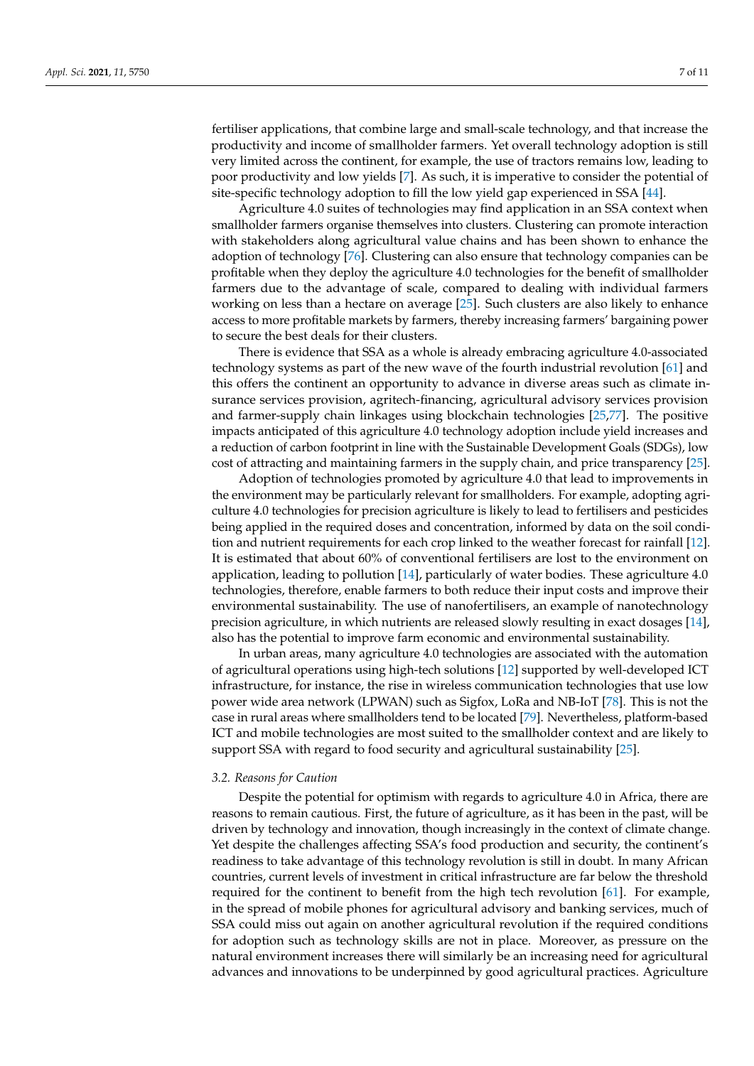fertiliser applications, that combine large and small-scale technology, and that increase the productivity and income of smallholder farmers. Yet overall technology adoption is still very limited across the continent, for example, the use of tractors remains low, leading to poor productivity and low yields [7]. As such, it is imperative to consider the potential of site-specific technology adoption to fill the low yield gap experienced in SSA [44].

Agriculture 4.0 suites of technologies may find application in an SSA context when smallholder farmers organise themselves into clusters. Clustering can promote interaction with stakeholders along agricultural value chains and has been shown to enhance the adoption of technology [76]. Clustering can also ensure that technology companies can be profitable when they deploy the agriculture 4.0 technologies for the benefit of smallholder farmers due to the advantage of scale, compared to dealing with individual farmers working on less than a hectare on average [25]. Such clusters are also likely to enhance access to more profitable markets by farmers, thereby increasing farmers' bargaining power to secure the best deals for their clusters.

There is evidence that SSA as a whole is already embracing agriculture 4.0-associated technology systems as part of the new wave of the fourth industrial revolution [61] and this offers the continent an opportunity to advance in diverse areas such as climate insurance services provision, agritech-financing, agricultural advisory services provision and farmer-supply chain linkages using blockchain technologies [25,77]. The positive impacts anticipated of this agriculture 4.0 technology adoption include yield increases and a reduction of carbon footprint in line with the Sustainable Development Goals (SDGs), low cost of attracting and maintaining farmers in the supply chain, and price transparency [25].

Adoption of technologies promoted by agriculture 4.0 that lead to improvements in the environment may be particularly relevant for smallholders. For example, adopting agriculture 4.0 technologies for precision agriculture is likely to lead to fertilisers and pesticides being applied in the required doses and concentration, informed by data on the soil condition and nutrient requirements for each crop linked to the weather forecast for rainfall [12]. It is estimated that about 60% of conventional fertilisers are lost to the environment on application, leading to pollution [14], particularly of water bodies. These agriculture 4.0 technologies, therefore, enable farmers to both reduce their input costs and improve their environmental sustainability. The use of nanofertilisers, an example of nanotechnology precision agriculture, in which nutrients are released slowly resulting in exact dosages [14], also has the potential to improve farm economic and environmental sustainability.

In urban areas, many agriculture 4.0 technologies are associated with the automation of agricultural operations using high-tech solutions [12] supported by well-developed ICT infrastructure, for instance, the rise in wireless communication technologies that use low power wide area network (LPWAN) such as Sigfox, LoRa and NB-IoT [78]. This is not the case in rural areas where smallholders tend to be located [79]. Nevertheless, platform-based ICT and mobile technologies are most suited to the smallholder context and are likely to support SSA with regard to food security and agricultural sustainability [25].

### 3.2. Reasons for Caution

Despite the potential for optimism with regards to agriculture 4.0 in Africa, there are reasons to remain cautious. First, the future of agriculture, as it has been in the past, will be driven by technology and innovation, though increasingly in the context of climate change. Yet despite the challenges affecting SSA's food production and security, the continent's readiness to take advantage of this technology revolution is still in doubt. In many African countries, current levels of investment in critical infrastructure are far below the threshold required for the continent to benefit from the high tech revolution [61]. For example, in the spread of mobile phones for agricultural advisory and banking services, much of SSA could miss out again on another agricultural revolution if the required conditions for adoption such as technology skills are not in place. Moreover, as pressure on the natural environment increases there will similarly be an increasing need for agricultural advances and innovations to be underpinned by good agricultural practices. Agriculture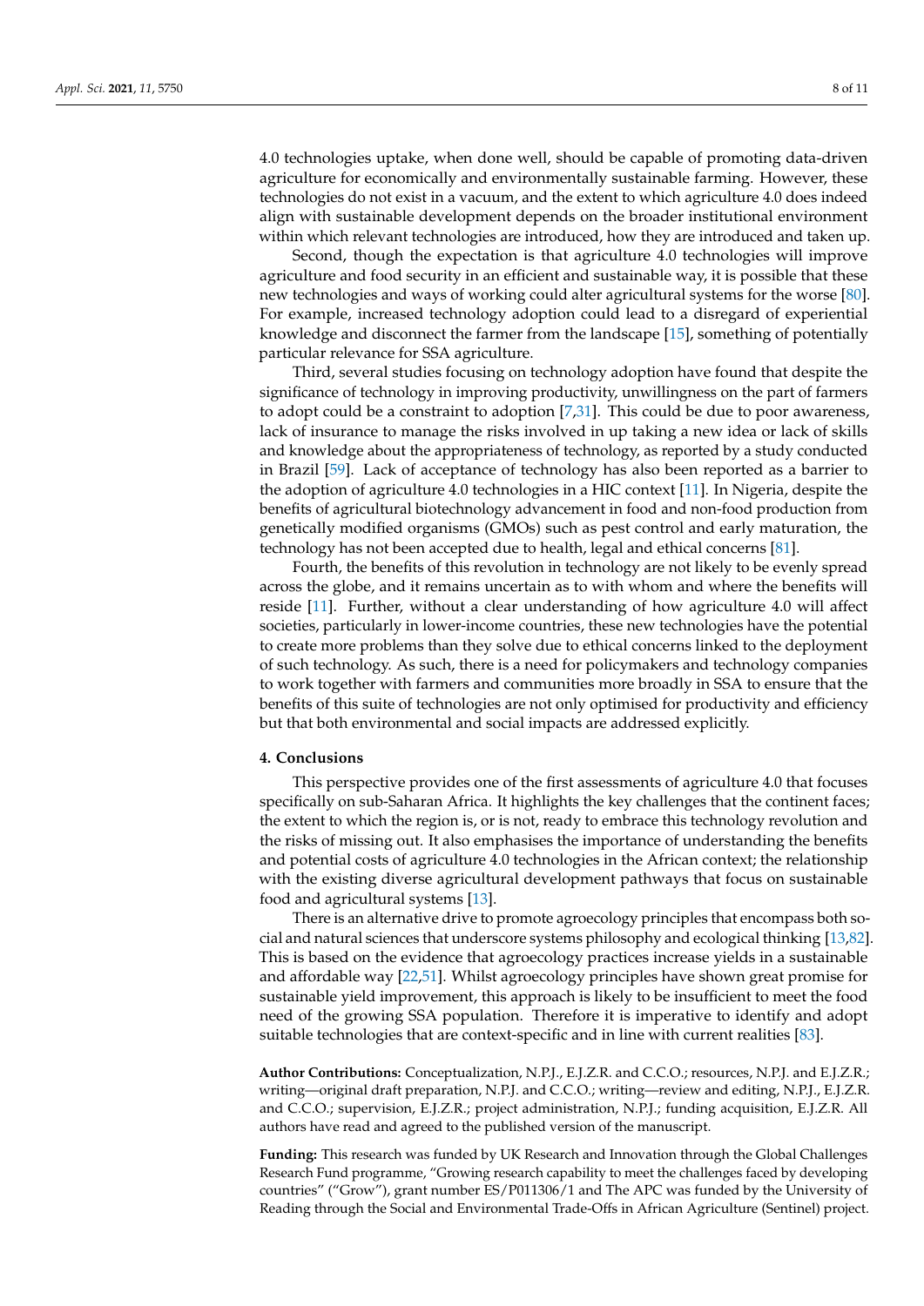4.0 technologies uptake, when done well, should be capable of promoting data-driven agriculture for economically and environmentally sustainable farming. However, these technologies do not exist in a vacuum, and the extent to which agriculture 4.0 does indeed align with sustainable development depends on the broader institutional environment within which relevant technologies are introduced, how they are introduced and taken up.

Second, though the expectation is that agriculture 4.0 technologies will improve agriculture and food security in an efficient and sustainable way, it is possible that these new technologies and ways of working could alter agricultural systems for the worse [80]. For example, increased technology adoption could lead to a disregard of experiential knowledge and disconnect the farmer from the landscape [15], something of potentially particular relevance for SSA agriculture.

Third, several studies focusing on technology adoption have found that despite the significance of technology in improving productivity, unwillingness on the part of farmers to adopt could be a constraint to adoption [7,31]. This could be due to poor awareness, lack of insurance to manage the risks involved in up taking a new idea or lack of skills and knowledge about the appropriateness of technology, as reported by a study conducted in Brazil [59]. Lack of acceptance of technology has also been reported as a barrier to the adoption of agriculture 4.0 technologies in a HIC context [11]. In Nigeria, despite the benefits of agricultural biotechnology advancement in food and non-food production from genetically modified organisms (GMOs) such as pest control and early maturation, the technology has not been accepted due to health, legal and ethical concerns [81].

Fourth, the benefits of this revolution in technology are not likely to be evenly spread across the globe, and it remains uncertain as to with whom and where the benefits will reside [11]. Further, without a clear understanding of how agriculture 4.0 will affect societies, particularly in lower-income countries, these new technologies have the potential to create more problems than they solve due to ethical concerns linked to the deployment of such technology. As such, there is a need for policymakers and technology companies to work together with farmers and communities more broadly in SSA to ensure that the benefits of this suite of technologies are not only optimised for productivity and efficiency but that both environmental and social impacts are addressed explicitly.

## 4. Conclusions

This perspective provides one of the first assessments of agriculture 4.0 that focuses specifically on sub-Saharan Africa. It highlights the key challenges that the continent faces; the extent to which the region is, or is not, ready to embrace this technology revolution and the risks of missing out. It also emphasises the importance of understanding the benefits and potential costs of agriculture 4.0 technologies in the African context; the relationship with the existing diverse agricultural development pathways that focus on sustainable food and agricultural systems [13].

There is an alternative drive to promote agroecology principles that encompass both social and natural sciences that underscore systems philosophy and ecological thinking [13,82]. This is based on the evidence that agroecology practices increase yields in a sustainable and affordable way [22,51]. Whilst agroecology principles have shown great promise for sustainable yield improvement, this approach is likely to be insufficient to meet the food need of the growing SSA population. Therefore it is imperative to identify and adopt suitable technologies that are context-specific and in line with current realities [83].

**Author Contributions:** Conceptualization, N.P.J., E.J.Z.R. and C.C.O.; resources, N.P.J. and E.J.Z.R.; writing—original draft preparation, N.P.J. and C.C.O.; writing—review and editing, N.P.J., E.J.Z.R. and C.C.O.; supervision, E.J.Z.R.; project administration, N.P.J.; funding acquisition, E.J.Z.R. All authors have read and agreed to the published version of the manuscript.

**Funding:** This research was funded by UK Research and Innovation through the Global Challenges Research Fund programme, "Growing research capability to meet the challenges faced by developing countries" ("Grow"), grant number ES/P011306/1 and The APC was funded by the University of Reading through the Social and Environmental Trade-Offs in African Agriculture (Sentinel) project.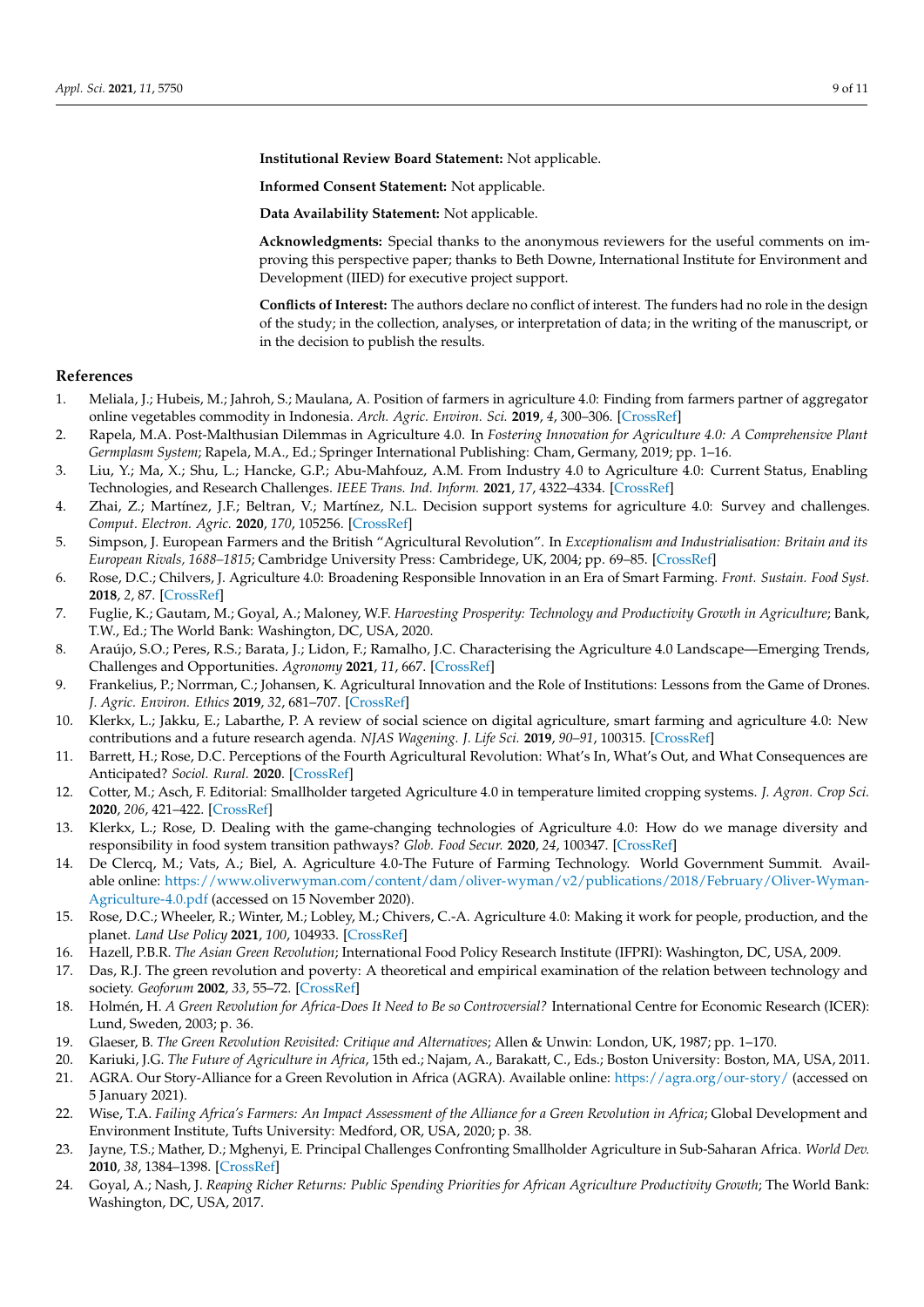**Institutional Review Board Statement:** Not applicable.

**Informed Consent Statement:** Not applicable.

**Data Availability Statement:** Not applicable.

**Acknowledgments:** Special thanks to the anonymous reviewers for the useful comments on improving this perspective paper; thanks to Beth Downe, International Institute for Environment and Development (IIED) for executive project support.

**Conflicts of Interest:** The authors declare no conflict of interest. The funders had no role in the design of the study; in the collection, analyses, or interpretation of data; in the writing of the manuscript, or in the decision to publish the results.

## References

1. Meliala, J.; Hubeis, M.; Jahroh, S.; Maulana, A. Position of farmers in agriculture 4.0: Finding from farmers partner of aggregator online vegetables commodity in Indonesia. *Arch. Agric. Environ. Sci.* **2019**, *4*, 300–306. [CrossRef]
2. Rapela, M.A. Post-Malthusian Dilemmas in Agriculture 4.0. In *Fostering Innovation for Agriculture 4.0: A Comprehensive Plant Germplasm System*; Rapela, M.A., Ed.; Springer International Publishing: Cham, Germany, 2019; pp. 1–16.
3. Liu, Y.; Ma, X.; Shu, L.; Hancke, G.P.; Abu-Mahfouz, A.M. From Industry 4.0 to Agriculture 4.0: Current Status, Enabling Technologies, and Research Challenges. *IEEE Trans. Ind. Inform.* **2021**, *17*, 4322–4334. [CrossRef]
4. Zhai, Z.; Martínez, J.F.; Beltran, V.; Martínez, N.L. Decision support systems for agriculture 4.0: Survey and challenges. *Comput. Electron. Agric.* **2020**, *170*, 105256. [CrossRef]
5. Simpson, J. European Farmers and the British "Agricultural Revolution". In *Exceptionalism and Industrialisation: Britain and its European Rivals, 1688–1815*; Cambridge University Press: Cambridege, UK, 2004; pp. 69–85. [CrossRef]
6. Rose, D.C.; Chilvers, J. Agriculture 4.0: Broadening Responsible Innovation in an Era of Smart Farming. *Front. Sustain. Food Syst.* **2018**, *2*, 87. [CrossRef]
7. Fuglie, K.; Gautam, M.; Goyal, A.; Maloney, W.F. *Harvesting Prosperity: Technology and Productivity Growth in Agriculture*; Bank, T.W., Ed.; The World Bank: Washington, DC, USA, 2020.
8. Araújo, S.O.; Peres, R.S.; Barata, J.; Lidon, F.; Ramalho, J.C. Characterising the Agriculture 4.0 Landscape—Emerging Trends, Challenges and Opportunities. *Agronomy* **2021**, *11*, 667. [CrossRef]
9. Frankelius, P.; Norrman, C.; Johansen, K. Agricultural Innovation and the Role of Institutions: Lessons from the Game of Drones. *J. Agric. Environ. Ethics* **2019**, *32*, 681–707. [CrossRef]
10. Klerkx, L.; Jakku, E.; Labarthe, P. A review of social science on digital agriculture, smart farming and agriculture 4.0: New contributions and a future research agenda. *NJAS Wagening. J. Life Sci.* **2019**, *90–91*, 100315. [CrossRef]
11. Barrett, H.; Rose, D.C. Perceptions of the Fourth Agricultural Revolution: What's In, What's Out, and What Consequences are Anticipated? *Sociol. Rural.* **2020**. [CrossRef]
12. Cotter, M.; Asch, F. Editorial: Smallholder targeted Agriculture 4.0 in temperature limited cropping systems. *J. Agron. Crop Sci.* **2020**, *206*, 421–422. [CrossRef]
13. Klerkx, L.; Rose, D. Dealing with the game-changing technologies of Agriculture 4.0: How do we manage diversity and responsibility in food system transition pathways? *Glob. Food Secur.* **2020**, *24*, 100347. [CrossRef]
14. De Clercq, M.; Vats, A.; Biel, A. Agriculture 4.0-The Future of Farming Technology. World Government Summit. Available online: https://www.oliverwyman.com/content/dam/oliver-wyman/v2/publications/2018/February/Oliver-Wyman-Agriculture-4.0.pdf (accessed on 15 November 2020).
15. Rose, D.C.; Wheeler, R.; Winter, M.; Lobley, M.; Chivers, C.-A. Agriculture 4.0: Making it work for people, production, and the planet. *Land Use Policy* **2021**, *100*, 104933. [CrossRef]
16. Hazell, P.B.R. *The Asian Green Revolution*; International Food Policy Research Institute (IFPRI): Washington, DC, USA, 2009.
17. Das, R.J. The green revolution and poverty: A theoretical and empirical examination of the relation between technology and society. *Geoforum* **2002**, *33*, 55–72. [CrossRef]
18. Holmén, H. *A Green Revolution for Africa-Does It Need to Be so Controversial?* International Centre for Economic Research (ICER): Lund, Sweden, 2003; p. 36.
19. Glaeser, B. *The Green Revolution Revisited: Critique and Alternatives*; Allen & Unwin: London, UK, 1987; pp. 1–170.
20. Kariuki, J.G. *The Future of Agriculture in Africa*, 15th ed.; Najam, A., Barakatt, C., Eds.; Boston University: Boston, MA, USA, 2011.
21. AGRA. Our Story-Alliance for a Green Revolution in Africa (AGRA). Available online: https://agra.org/our-story/ (accessed on 5 January 2021).
22. Wise, T.A. *Failing Africa's Farmers: An Impact Assessment of the Alliance for a Green Revolution in Africa*; Global Development and Environment Institute, Tufts University: Medford, OR, USA, 2020; p. 38.
23. Jayne, T.S.; Mather, D.; Mghenyi, E. Principal Challenges Confronting Smallholder Agriculture in Sub-Saharan Africa. *World Dev.* **2010**, *38*, 1384–1398. [CrossRef]
24. Goyal, A.; Nash, J. *Reaping Richer Returns: Public Spending Priorities for African Agriculture Productivity Growth*; The World Bank: Washington, DC, USA, 2017.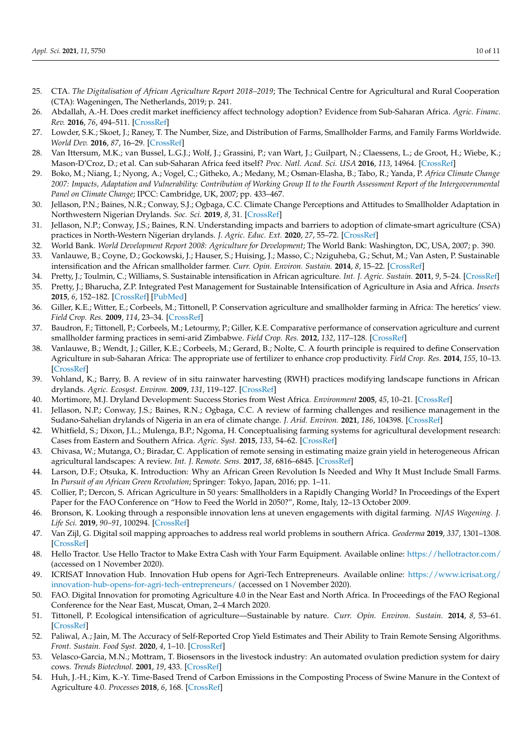25. CTA. *The Digitalisation of African Agriculture Report 2018–2019*; The Technical Centre for Agricultural and Rural Cooperation (CTA): Wageningen, The Netherlands, 2019; p. 241.
26. Abdallah, A.-H. Does credit market inefficiency affect technology adoption? Evidence from Sub-Saharan Africa. *Agric. Financ. Rev.* **2016**, *76*, 494–511. [CrossRef]
27. Lowder, S.K.; Skoet, J.; Raney, T. The Number, Size, and Distribution of Farms, Smallholder Farms, and Family Farms Worldwide. *World Dev.* **2016**, *87*, 16–29. [CrossRef]
28. Van Ittersum, M.K.; van Bussel, L.G.J.; Wolf, J.; Grassini, P.; van Wart, J.; Guilpart, N.; Claessens, L.; de Groot, H.; Wiebe, K.; Mason-D'Croz, D.; et al. Can sub-Saharan Africa feed itself? *Proc. Natl. Acad. Sci. USA* **2016**, *113*, 14964. [CrossRef]
29. Boko, M.; Niang, I.; Nyong, A.; Vogel, C.; Githeko, A.; Medany, M.; Osman-Elasha, B.; Tabo, R.; Yanda, P. *Africa Climate Change 2007: Impacts, Adaptation and Vulnerability: Contribution of Working Group II to the Fourth Assessment Report of the Intergovernmental Panel on Climate Change*; IPCC: Cambridge, UK, 2007; pp. 433–467.
30. Jellason, P.N.; Baines, N.R.; Conway, S.J.; Ogbaga, C.C. Climate Change Perceptions and Attitudes to Smallholder Adaptation in Northwestern Nigerian Drylands. *Soc. Sci.* **2019**, *8*, 31. [CrossRef]
31. Jellason, N.P.; Conway, J.S.; Baines, R.N. Understanding impacts and barriers to adoption of climate-smart agriculture (CSA) practices in North-Western Nigerian drylands. *J. Agric. Educ. Ext.* **2020**, *27*, 55–72. [CrossRef]
32. World Bank. *World Development Report 2008: Agriculture for Development*; The World Bank: Washington, DC, USA, 2007; p. 390.
33. Vanlauwe, B.; Coyne, D.; Gockowski, J.; Hauser, S.; Huising, J.; Masso, C.; Nziguheba, G.; Schut, M.; Van Asten, P. Sustainable intensification and the African smallholder farmer. *Curr. Opin. Environ. Sustain.* **2014**, *8*, 15–22. [CrossRef]
34. Pretty, J.; Toulmin, C.; Williams, S. Sustainable intensification in African agriculture. *Int. J. Agric. Sustain.* **2011**, *9*, 5–24. [CrossRef]
35. Pretty, J.; Bharucha, Z.P. Integrated Pest Management for Sustainable Intensification of Agriculture in Asia and Africa. *Insects* **2015**, *6*, 152–182. [CrossRef] [PubMed]
36. Giller, K.E.; Witter, E.; Corbeels, M.; Tittonell, P. Conservation agriculture and smallholder farming in Africa: The heretics' view. *Field Crop. Res.* **2009**, *114*, 23–34. [CrossRef]
37. Baudron, F.; Tittonell, P.; Corbeels, M.; Letourmy, P.; Giller, K.E. Comparative performance of conservation agriculture and current smallholder farming practices in semi-arid Zimbabwe. *Field Crop. Res.* **2012**, *132*, 117–128. [CrossRef]
38. Vanlauwe, B.; Wendt, J.; Giller, K.E.; Corbeels, M.; Gerard, B.; Nolte, C. A fourth principle is required to define Conservation Agriculture in sub-Saharan Africa: The appropriate use of fertilizer to enhance crop productivity. *Field Crop. Res.* **2014**, *155*, 10–13. [CrossRef]
39. Vohland, K.; Barry, B. A review of in situ rainwater harvesting (RWH) practices modifying landscape functions in African drylands. *Agric. Ecosyst. Environ.* **2009**, *131*, 119–127. [CrossRef]
40. Mortimore, M.J. Dryland Development: Success Stories from West Africa. *Environment* **2005**, *45*, 10–21. [CrossRef]
41. Jellason, N.P.; Conway, J.S.; Baines, R.N.; Ogbaga, C.C. A review of farming challenges and resilience management in the Sudano-Sahelian drylands of Nigeria in an era of climate change. *J. Arid. Environ.* **2021**, *186*, 104398. [CrossRef]
42. Whitfield, S.; Dixon, J.L.; Mulenga, B.P.; Ngoma, H. Conceptualising farming systems for agricultural development research: Cases from Eastern and Southern Africa. *Agric. Syst.* **2015**, *133*, 54–62. [CrossRef]
43. Chivasa, W.; Mutanga, O.; Biradar, C. Application of remote sensing in estimating maize grain yield in heterogeneous African agricultural landscapes: A review. *Int. J. Remote. Sens.* **2017**, *38*, 6816–6845. [CrossRef]
44. Larson, D.F.; Otsuka, K. Introduction: Why an African Green Revolution Is Needed and Why It Must Include Small Farms. In *Pursuit of an African Green Revolution*; Springer: Tokyo, Japan, 2016; pp. 1–11.
45. Collier, P.; Dercon, S. African Agriculture in 50 years: Smallholders in a Rapidly Changing World? In Proceedings of the Expert Paper for the FAO Conference on "How to Feed the World in 2050?", Rome, Italy, 12–13 October 2009.
46. Bronson, K. Looking through a responsible innovation lens at uneven engagements with digital farming. *NJAS Wagening. J. Life Sci.* **2019**, *90–91*, 100294. [CrossRef]
47. Van Zijl, G. Digital soil mapping approaches to address real world problems in southern Africa. *Geoderma* **2019**, *337*, 1301–1308. [CrossRef]
48. Hello Tractor. Use Hello Tractor to Make Extra Cash with Your Farm Equipment. Available online: https://hellotractor.com/ (accessed on 1 November 2020).
49. ICRISAT Innovation Hub. Innovation Hub opens for Agri-Tech Entrepreneurs. Available online: https://www.icrisat.org/innovation-hub-opens-for-agri-tech-entrepreneurs/ (accessed on 1 November 2020).
50. FAO. Digital Innovation for promoting Agriculture 4.0 in the Near East and North Africa. In Proceedings of the FAO Regional Conference for the Near East, Muscat, Oman, 2–4 March 2020.
51. Tittonell, P. Ecological intensification of agriculture—Sustainable by nature. *Curr. Opin. Environ. Sustain.* **2014**, *8*, 53–61. [CrossRef]
52. Paliwal, A.; Jain, M. The Accuracy of Self-Reported Crop Yield Estimates and Their Ability to Train Remote Sensing Algorithms. *Front. Sustain. Food Syst.* **2020**, *4*, 1–10. [CrossRef]
53. Velasco-Garcia, M.N.; Mottram, T. Biosensors in the livestock industry: An automated ovulation prediction system for dairy cows. *Trends Biotechnol.* **2001**, *19*, 433. [CrossRef]
54. Huh, J.-H.; Kim, K.-Y. Time-Based Trend of Carbon Emissions in the Composting Process of Swine Manure in the Context of Agriculture 4.0. *Processes* **2018**, *6*, 168. [CrossRef]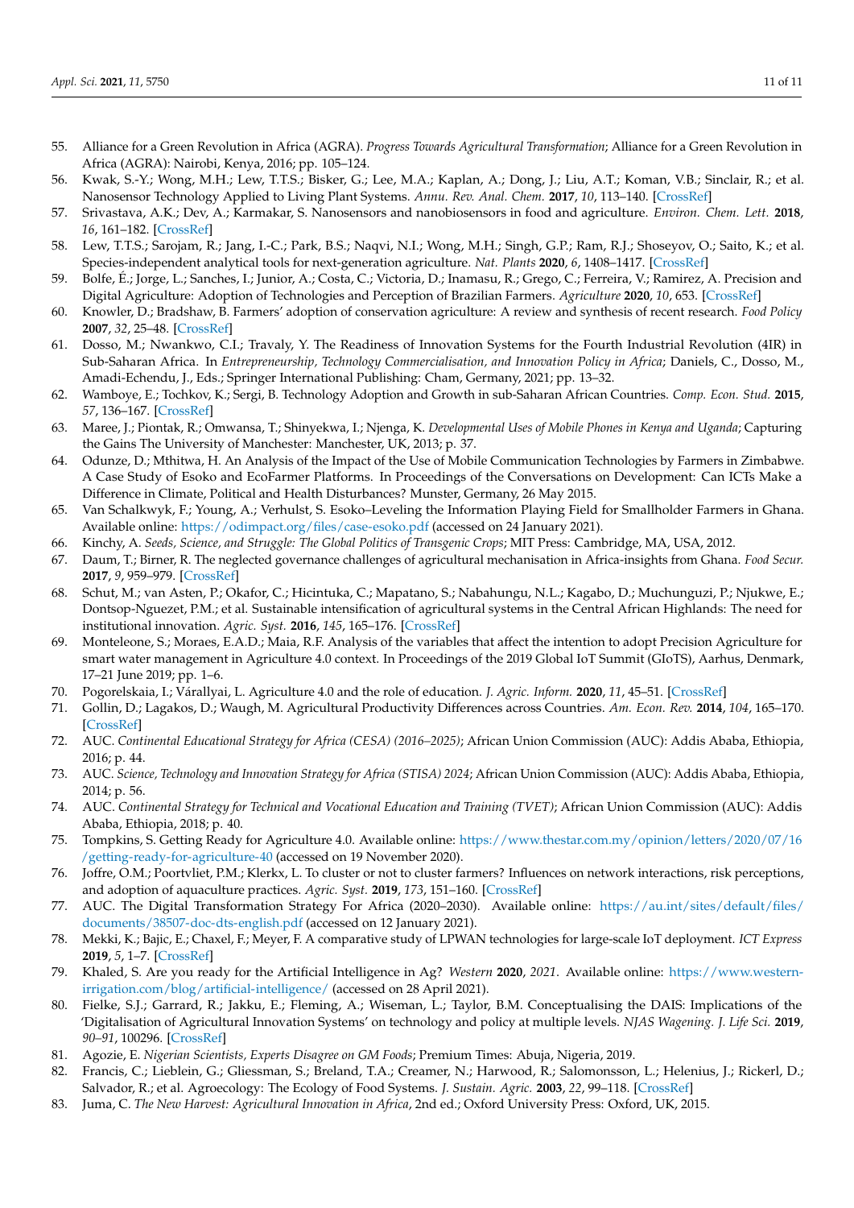55. Alliance for a Green Revolution in Africa (AGRA). *Progress Towards Agricultural Transformation*; Alliance for a Green Revolution in Africa (AGRA): Nairobi, Kenya, 2016; pp. 105–124.
56. Kwak, S.-Y.; Wong, M.H.; Lew, T.T.S.; Bisker, G.; Lee, M.A.; Kaplan, A.; Dong, J.; Liu, A.T.; Koman, V.B.; Sinclair, R.; et al. Nanosensor Technology Applied to Living Plant Systems. *Annu. Rev. Anal. Chem.* **2017**, *10*, 113–140. [CrossRef]
57. Srivastava, A.K.; Dev, A.; Karmakar, S. Nanosensors and nanobiosensors in food and agriculture. *Environ. Chem. Lett.* **2018**, *16*, 161–182. [CrossRef]
58. Lew, T.T.S.; Sarojam, R.; Jang, I.-C.; Park, B.S.; Naqvi, N.I.; Wong, M.H.; Singh, G.P.; Ram, R.J.; Shoseyov, O.; Saito, K.; et al. Species-independent analytical tools for next-generation agriculture. *Nat. Plants* **2020**, *6*, 1408–1417. [CrossRef]
59. Bolfe, É.; Jorge, L.; Sanches, I.; Junior, A.; Costa, C.; Victoria, D.; Inamasu, R.; Grego, C.; Ferreira, V.; Ramirez, A. Precision and Digital Agriculture: Adoption of Technologies and Perception of Brazilian Farmers. *Agriculture* **2020**, *10*, 653. [CrossRef]
60. Knowler, D.; Bradshaw, B. Farmers' adoption of conservation agriculture: A review and synthesis of recent research. *Food Policy* **2007**, *32*, 25–48. [CrossRef]
61. Dosso, M.; Nwankwo, C.I.; Travaly, Y. The Readiness of Innovation Systems for the Fourth Industrial Revolution (4IR) in Sub-Saharan Africa. In *Entrepreneurship, Technology Commercialisation, and Innovation Policy in Africa*; Daniels, C., Dosso, M., Amadi-Echendu, J., Eds.; Springer International Publishing: Cham, Germany, 2021; pp. 13–32.
62. Wamboye, E.; Tochkov, K.; Sergi, B. Technology Adoption and Growth in sub-Saharan African Countries. *Comp. Econ. Stud.* **2015**, *57*, 136–167. [CrossRef]
63. Maree, J.; Piontak, R.; Omwansa, T.; Shinyekwa, I.; Njenga, K. *Developmental Uses of Mobile Phones in Kenya and Uganda*; Capturing the Gains The University of Manchester: Manchester, UK, 2013; p. 37.
64. Odunze, D.; Mthitwa, H. An Analysis of the Impact of the Use of Mobile Communication Technologies by Farmers in Zimbabwe. A Case Study of Esoko and EcoFarmer Platforms. In Proceedings of the Conversations on Development: Can ICTs Make a Difference in Climate, Political and Health Disturbances? Munster, Germany, 26 May 2015.
65. Van Schalkwyk, F.; Young, A.; Verhulst, S. Esoko–Leveling the Information Playing Field for Smallholder Farmers in Ghana. Available online: https://odimpact.org/files/case-esoko.pdf (accessed on 24 January 2021).
66. Kinchy, A. *Seeds, Science, and Struggle: The Global Politics of Transgenic Crops*; MIT Press: Cambridge, MA, USA, 2012.
67. Daum, T.; Birner, R. The neglected governance challenges of agricultural mechanisation in Africa-insights from Ghana. *Food Secur.* **2017**, *9*, 959–979. [CrossRef]
68. Schut, M.; van Asten, P.; Okafor, C.; Hicintuka, C.; Mapatano, S.; Nabahungu, N.L.; Kagabo, D.; Muchunguzi, P.; Njukwe, E.; Dontsop-Nguezet, P.M.; et al. Sustainable intensification of agricultural systems in the Central African Highlands: The need for institutional innovation. *Agric. Syst.* **2016**, *145*, 165–176. [CrossRef]
69. Monteleone, S.; Moraes, E.A.D.; Maia, R.F. Analysis of the variables that affect the intention to adopt Precision Agriculture for smart water management in Agriculture 4.0 context. In Proceedings of the 2019 Global IoT Summit (GIoTS), Aarhus, Denmark, 17–21 June 2019; pp. 1–6.
70. Pogorelskaia, I.; Várallyai, L. Agriculture 4.0 and the role of education. *J. Agric. Inform.* **2020**, *11*, 45–51. [CrossRef]
71. Gollin, D.; Lagakos, D.; Waugh, M. Agricultural Productivity Differences across Countries. *Am. Econ. Rev.* **2014**, *104*, 165–170. [CrossRef]
72. AUC. *Continental Educational Strategy for Africa (CESA) (2016–2025)*; African Union Commission (AUC): Addis Ababa, Ethiopia, 2016; p. 44.
73. AUC. *Science, Technology and Innovation Strategy for Africa (STISA) 2024*; African Union Commission (AUC): Addis Ababa, Ethiopia, 2014; p. 56.
74. AUC. *Continental Strategy for Technical and Vocational Education and Training (TVET)*; African Union Commission (AUC): Addis Ababa, Ethiopia, 2018; p. 40.
75. Tompkins, S. Getting Ready for Agriculture 4.0. Available online: https://www.thestar.com.my/opinion/letters/2020/07/16/getting-ready-for-agriculture-40 (accessed on 19 November 2020).
76. Joffre, O.M.; Poortvliet, P.M.; Klerkx, L. To cluster or not to cluster farmers? Influences on network interactions, risk perceptions, and adoption of aquaculture practices. *Agric. Syst.* **2019**, *173*, 151–160. [CrossRef]
77. AUC. The Digital Transformation Strategy For Africa (2020–2030). Available online: https://au.int/sites/default/files/documents/38507-doc-dts-english.pdf (accessed on 12 January 2021).
78. Mekki, K.; Bajic, E.; Chaxel, F.; Meyer, F. A comparative study of LPWAN technologies for large-scale IoT deployment. *ICT Express* **2019**, *5*, 1–7. [CrossRef]
79. Khaled, S. Are you ready for the Artificial Intelligence in Ag? *Western* **2020**, *2021*. Available online: https://www.western-irrigation.com/blog/artificial-intelligence/ (accessed on 28 April 2021).
80. Fielke, S.J.; Garrard, R.; Jakku, E.; Fleming, A.; Wiseman, L.; Taylor, B.M. Conceptualising the DAIS: Implications of the 'Digitalisation of Agricultural Innovation Systems' on technology and policy at multiple levels. *NJAS Wagening. J. Life Sci.* **2019**, *90–91*, 100296. [CrossRef]
81. Agozie, E. *Nigerian Scientists, Experts Disagree on GM Foods*; Premium Times: Abuja, Nigeria, 2019.
82. Francis, C.; Lieblein, G.; Gliessman, S.; Breland, T.A.; Creamer, N.; Harwood, R.; Salomonsson, L.; Helenius, J.; Rickerl, D.; Salvador, R.; et al. Agroecology: The Ecology of Food Systems. *J. Sustain. Agric.* **2003**, *22*, 99–118. [CrossRef]
83. Juma, C. *The New Harvest: Agricultural Innovation in Africa*, 2nd ed.; Oxford University Press: Oxford, UK, 2015.